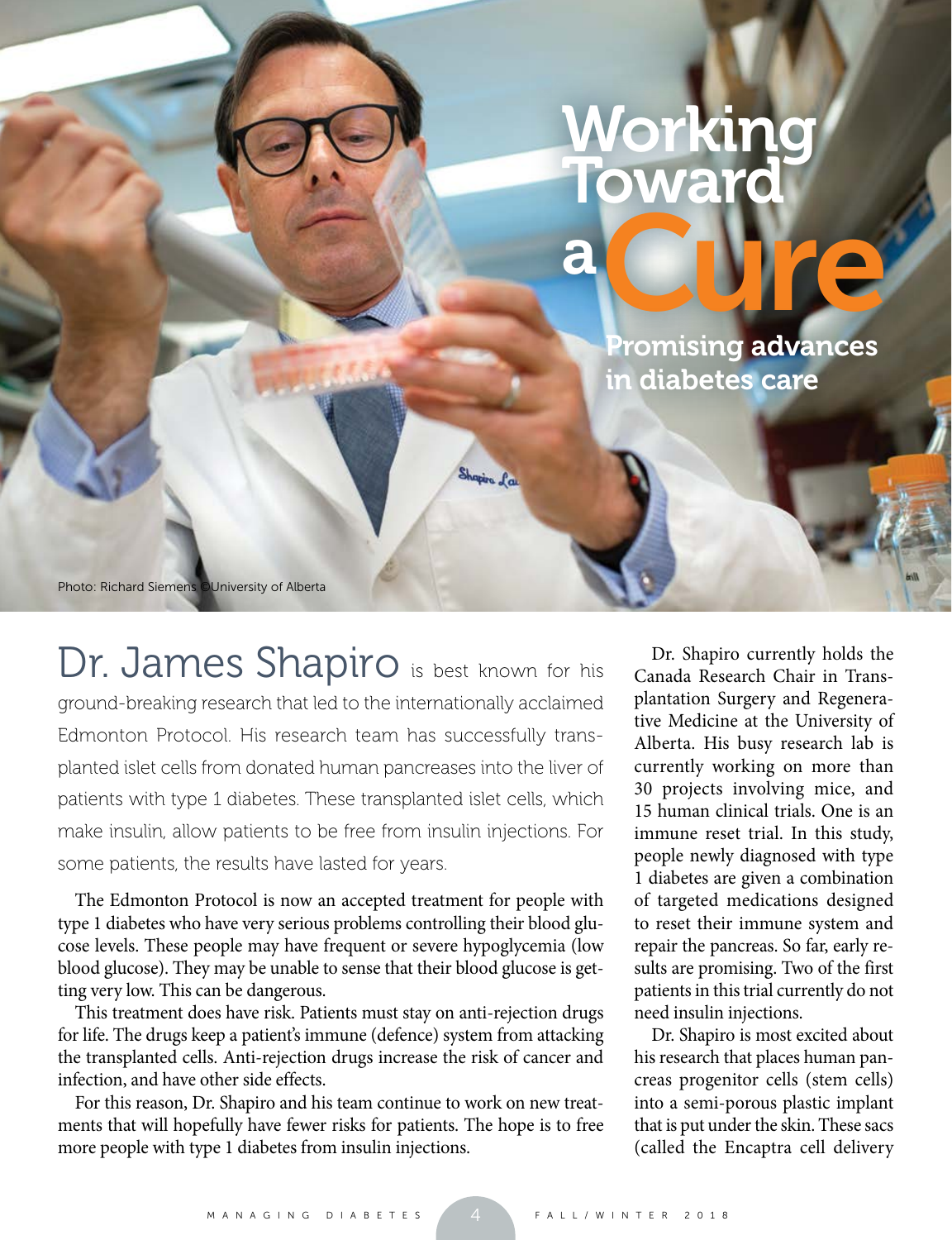# Working Toward a Cure

## Promising advances in diabetes care

Photo: Richard Siemens ©University of Alberta

Dr. James Shapiro is best known for his ground-breaking research that led to the internationally acclaimed Edmonton Protocol. His research team has successfully transplanted islet cells from donated human pancreases into the liver of patients with type 1 diabetes. These transplanted islet cells, which make insulin, allow patients to be free from insulin injections. For some patients, the results have lasted for years.

The Edmonton Protocol is now an accepted treatment for people with type 1 diabetes who have very serious problems controlling their blood glucose levels. These people may have frequent or severe hypoglycemia (low blood glucose). They may be unable to sense that their blood glucose is getting very low. This can be dangerous.

This treatment does have risk. Patients must stay on anti-rejection drugs for life. The drugs keep a patient's immune (defence) system from attacking the transplanted cells. Anti-rejection drugs increase the risk of cancer and infection, and have other side effects.

For this reason, Dr. Shapiro and his team continue to work on new treatments that will hopefully have fewer risks for patients. The hope is to free more people with type 1 diabetes from insulin injections.

Dr. Shapiro currently holds the Canada Research Chair in Transplantation Surgery and Regenerative Medicine at the University of Alberta. His busy research lab is currently working on more than 30 projects involving mice, and 15 human clinical trials. One is an immune reset trial. In this study, people newly diagnosed with type 1 diabetes are given a combination of targeted medications designed to reset their immune system and repair the pancreas. So far, early results are promising. Two of the first patients in this trial currently do not need insulin injections.

Dr. Shapiro is most excited about his research that places human pancreas progenitor cells (stem cells) into a semi-porous plastic implant that is put under the skin. These sacs (called the Encaptra cell delivery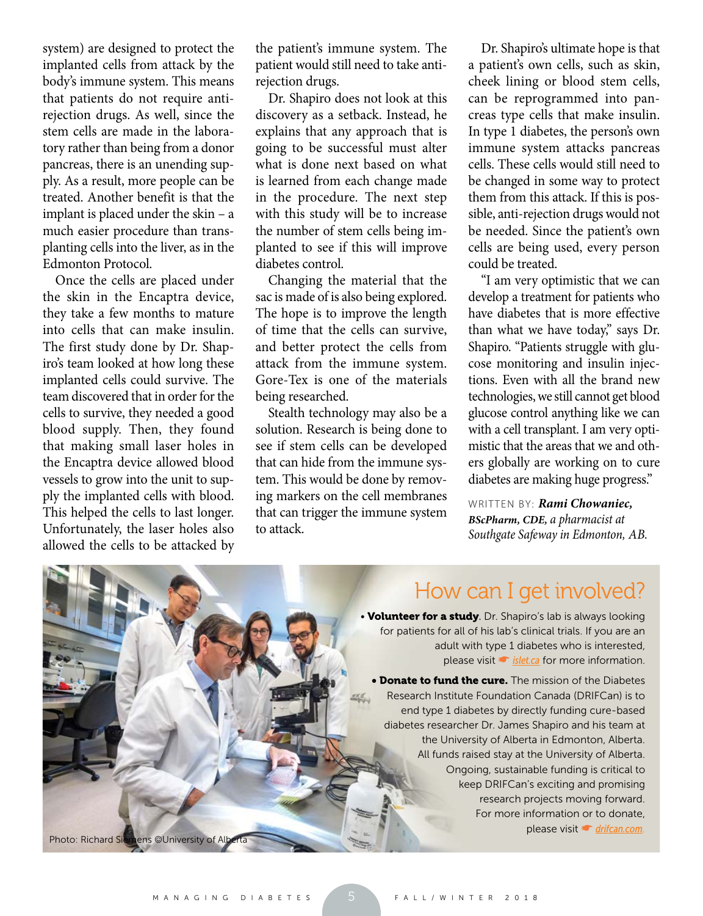system) are designed to protect the implanted cells from attack by the body's immune system. This means that patients do not require anti-rejection drugs. As well, since the stem cells are made in the laboratory rather than being from a donor pancreas, there is an unending supply. As a result, more people can be treated. Another benefit is that the implant is placed under the skin – a much easier procedure than transplanting cells into the liver, as in the Edmonton Protocol.

Once the cells are placed under the skin in the Encaptra device, they take a few months to mature into cells that can make insulin. The first study done by Dr. Shapiro's team looked at how long these implanted cells could survive. The team discovered that in order for the cells to survive, they needed a good blood supply. Then, they found that making small laser holes in the Encaptra device allowed blood vessels to grow into the unit to supply the implanted cells with blood. This helped the cells to last longer. Unfortunately, the laser holes also allowed the cells to be attacked by the patient's immune system. The patient would still need to take anti-rejection drugs.

Dr. Shapiro does not look at this discovery as a setback. Instead, he explains that any approach that is going to be successful must alter what is done next based on what is learned from each change made in the procedure. The next step with this study will be to increase the number of stem cells being implanted to see if this will improve diabetes control.

Changing the material that the sac is made of is also being explored. The hope is to improve the length of time that the cells can survive, and better protect the cells from attack from the immune system. Gore-Tex is one of the materials being researched.

Stealth technology may also be a solution. Research is being done to see if stem cells can be developed that can hide from the immune system. This would be done by removing markers on the cell membranes that can trigger the immune system to attack.

Dr. Shapiro's ultimate hope is that a patient's own cells, such as skin, cheek lining or blood stem cells, can be reprogrammed into pancreas type cells that make insulin. In type 1 diabetes, the person's own immune system attacks pancreas cells. These cells would still need to be changed in some way to protect them from this attack. If this is possible, anti-rejection drugs would not be needed. Since the patient's own cells are being used, every person could be treated.

"I am very optimistic that we can develop a treatment for patients who have diabetes that is more effective than what we have today," says Dr. Shapiro. "Patients struggle with glucose monitoring and insulin injections. Even with all the brand new technologies, we still cannot get blood glucose control anything like we can with a cell transplant. I am very optimistic that the areas that we and others globally are working on to cure diabetes are making huge progress."

WRITTEN BY: ***Rami Chowaniec, BScPharm, CDE,*** *a pharmacist at Southgate Safeway in Edmonton, AB.*

## How can I get involved?

- **Volunteer for a study**. Dr. Shapiro's lab is always looking for patients for all of his lab's clinical trials. If you are an adult with type 1 diabetes who is interested, please visit islet.ca for more information.
- **Donate to fund the cure.** The mission of the Diabetes Research Institute Foundation Canada (DRIFCan) is to end type 1 diabetes by directly funding cure-based diabetes researcher Dr. James Shapiro and his team at the University of Alberta in Edmonton, Alberta. All funds raised stay at the University of Alberta. Ongoing, sustainable funding is critical to keep DRIFCan's exciting and promising research projects moving forward. For more information or to donate, please visit drifcan.com.

Photo: Richard Siemens ©University of Alberta